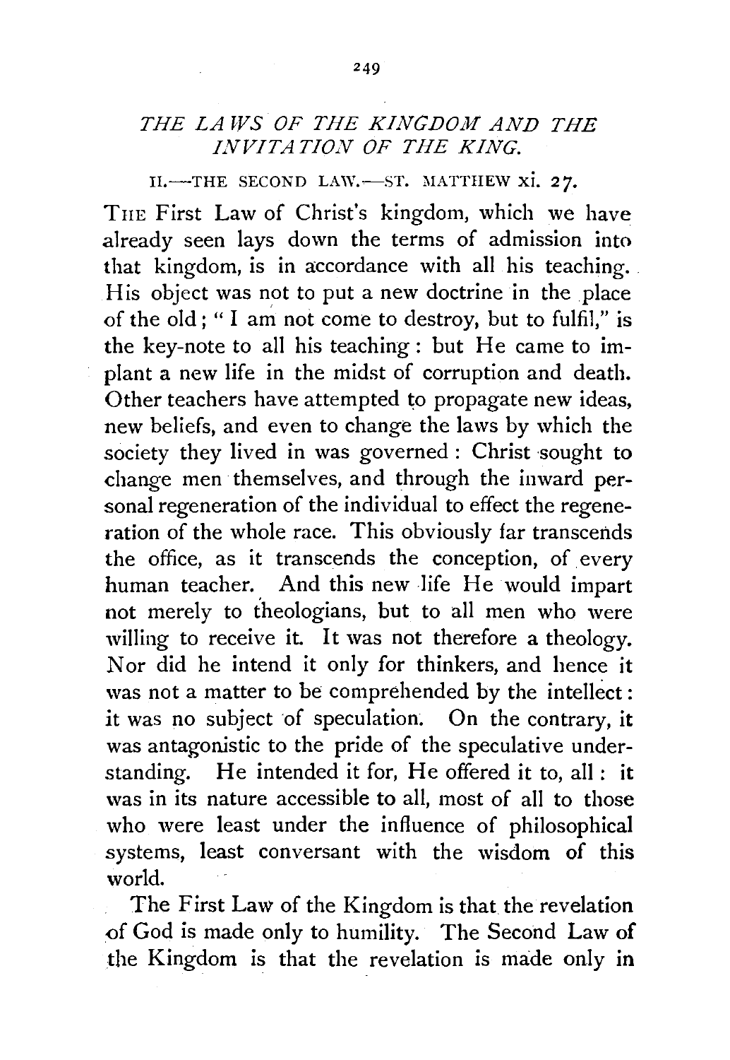## *THE LAWS OF THE KINGDOM AND THE INVITATION OF THE KING.*

### II.—THE SECOND LAW.—ST. MATTHEW xi. 27.

THE First Law of Christ's kingdom, which we have already seen lays down the terms of admission into that kingdom, is in accordance with all his teaching. His object was not to put a new doctrine in the place of the old; "I am not come to destroy, but to fulfil," is the key-note to all his teaching: but He came to implant a new life in the midst of corruption and death. Other teachers have attempted to propagate new ideas, new beliefs, and even to change the laws by which the society they lived in was governed: Christ sought to change men themselves, and through the inward personal regeneration of the individual to effect the regeneration of the whole race. This obviously far transcends the office, as it transcends the conception, of every human teacher. And this new life He would impart not merely to theologians, but to all men who were willing to receive it. It was not therefore a theology. Nor did he intend it only for thinkers, and hence it was not a matter to be comprehended by the intellect: it was no subject of speculation. On the contrary, it was antagonistic to the pride of the speculative understanding. He intended it for, He offered it to, all: it was in its nature accessible to all, most of all to those who were least under the influence of philosophical systems, least conversant with the wisdom of this world.

The First Law of the Kingdom is that the revelation of God is made only to humility. The Second Law of the Kingdom is that the revelation is made only in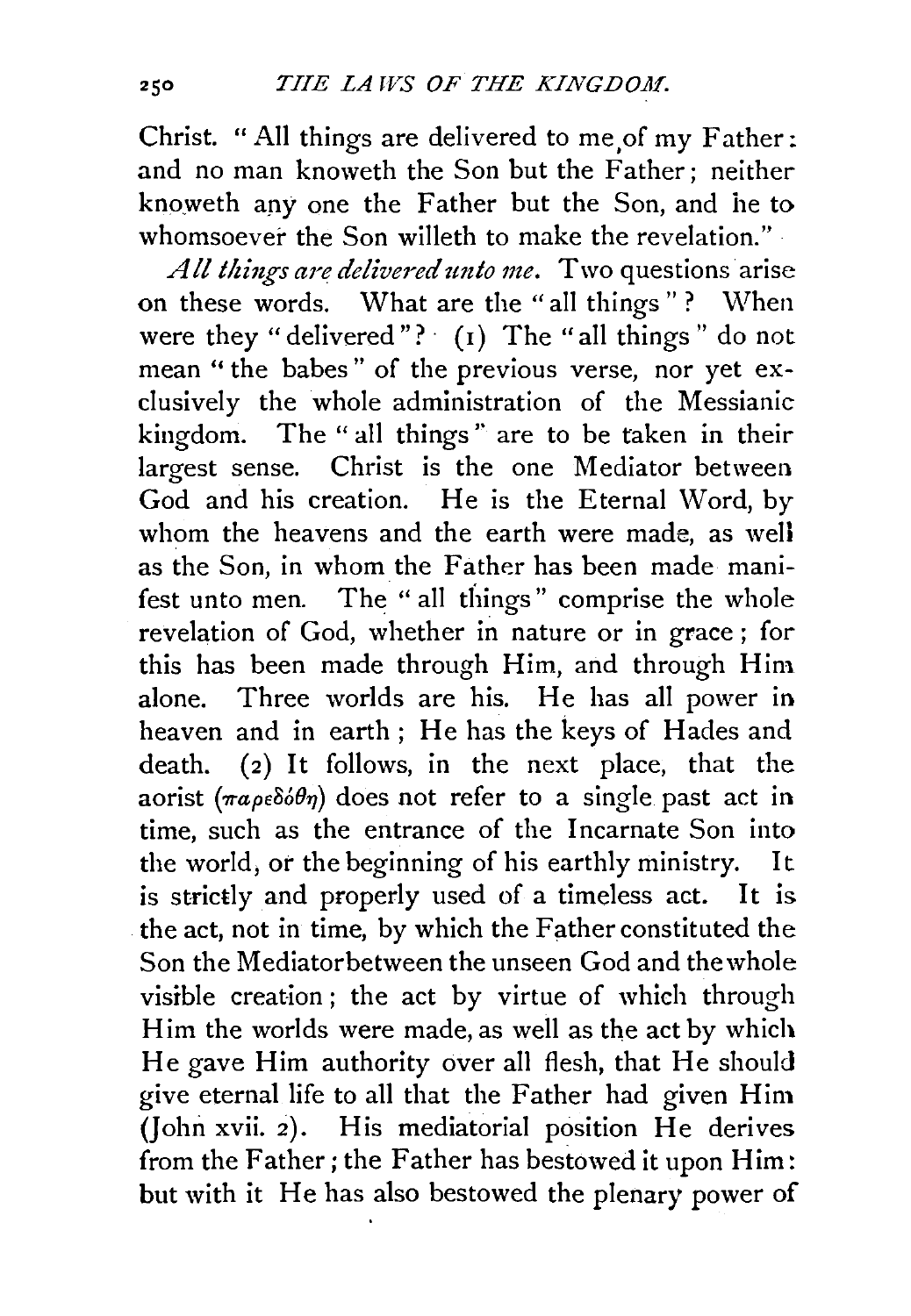Christ. "All things are delivered to me of my Father: and no man knoweth the Son but the Father; neither knoweth any one the Father but the Son, and he to whomsoever the Son willeth to make the revelation."

*All things are delivered unto me.* Two questions arise on these words. What are the "all things"? When were they "delivered"? (1) The "all things" do not mean "the babes" of the previous verse, nor yet exclusively the whole administration of the Messianic kingdom. The "all things" are to be taken in their largest sense. Christ is the one Mediator between God and his creation. He is the Eternal Word, by whom the heavens and the earth were made, as well as the Son, in whom the Father has been made manifest unto men. The "all things" comprise the whole revelation of God, whether in nature or in grace; for this has been made through Him, and through Him alone. Three worlds are his. He has all power in heaven and in earth; He has the keys of Hades and death. (2) It follows, in the next place, that the aorist (παρεδόθη) does not refer to a single past act in time, such as the entrance of the Incarnate Son into the world, or the beginning of his earthly ministry. It is strictly and properly used of a timeless act. It is the act, not in time, by which the Father constituted the Son the Mediatorbetween the unseen God and the whole visible creation; the act by virtue of which through Him the worlds were made, as well as the act by which He gave Him authority over all flesh, that He should give eternal life to all that the Father had given Him (John xvii. 2). His mediatorial position He derives from the Father; the Father has bestowed it upon Him: but with it He has also bestowed the plenary power of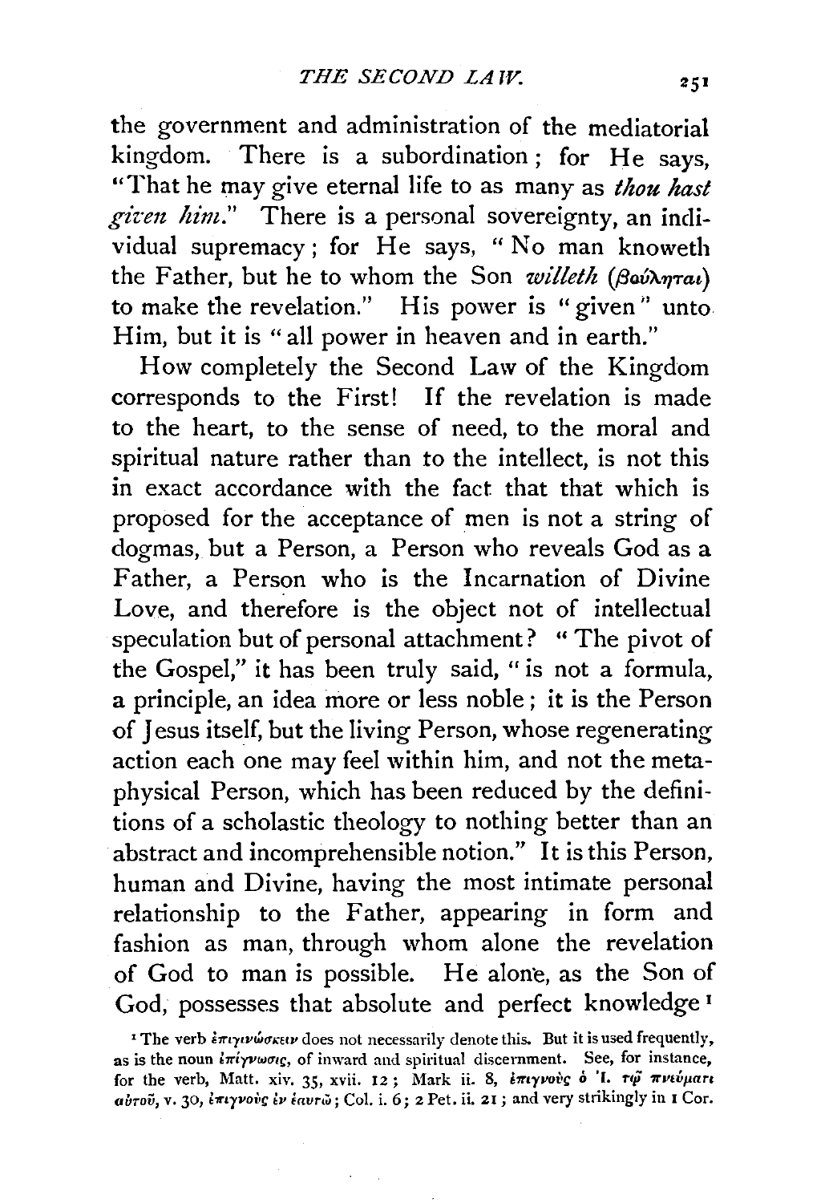the government and administration of the mediatorial kingdom. There is a subordination; for He says, "That he may give eternal life to as many as *thou hast given him*." There is a personal sovereignty, an individual supremacy; for He says, "No man knoweth the Father, but he to whom the Son *willeth* (βούληται) to make the revelation." His power is "given" unto Him, but it is "all power in heaven and in earth."

How completely the Second Law of the Kingdom corresponds to the First! If the revelation is made to the heart, to the sense of need, to the moral and spiritual nature rather than to the intellect, is not this in exact accordance with the fact that that which is proposed for the acceptance of men is not a string of dogmas, but a Person, a Person who reveals God as a Father, a Person who is the Incarnation of Divine Love, and therefore is the object not of intellectual speculation but of personal attachment? "The pivot of the Gospel," it has been truly said, "is not a formula, a principle, an idea more or less noble; it is the Person of Jesus itself, but the living Person, whose regenerating action each one may feel within him, and not the metaphysical Person, which has been reduced by the definitions of a scholastic theology to nothing better than an abstract and incomprehensible notion." It is this Person, human and Divine, having the most intimate personal relationship to the Father, appearing in form and fashion as man, through whom alone the revelation of God to man is possible. He alone, as the Son of God, possesses that absolute and perfect knowledge[1]

[1] The verb ἐπιγινώσκειν does not necessarily denote this. But it is used frequently, as is the noun ἐπίγνωσις, of inward and spiritual discernment. See, for instance, for the verb, Matt. xiv. 35, xvii. 12; Mark ii. 8, ἐπιγνοὺς ὁ Ἰ. τῷ πνεύματι αὐτοῦ, v. 30, ἐπιγνοὺς ἐν ἑαυτῷ; Col. i. 6; 2 Pet. ii. 21; and very strikingly in 1 Cor.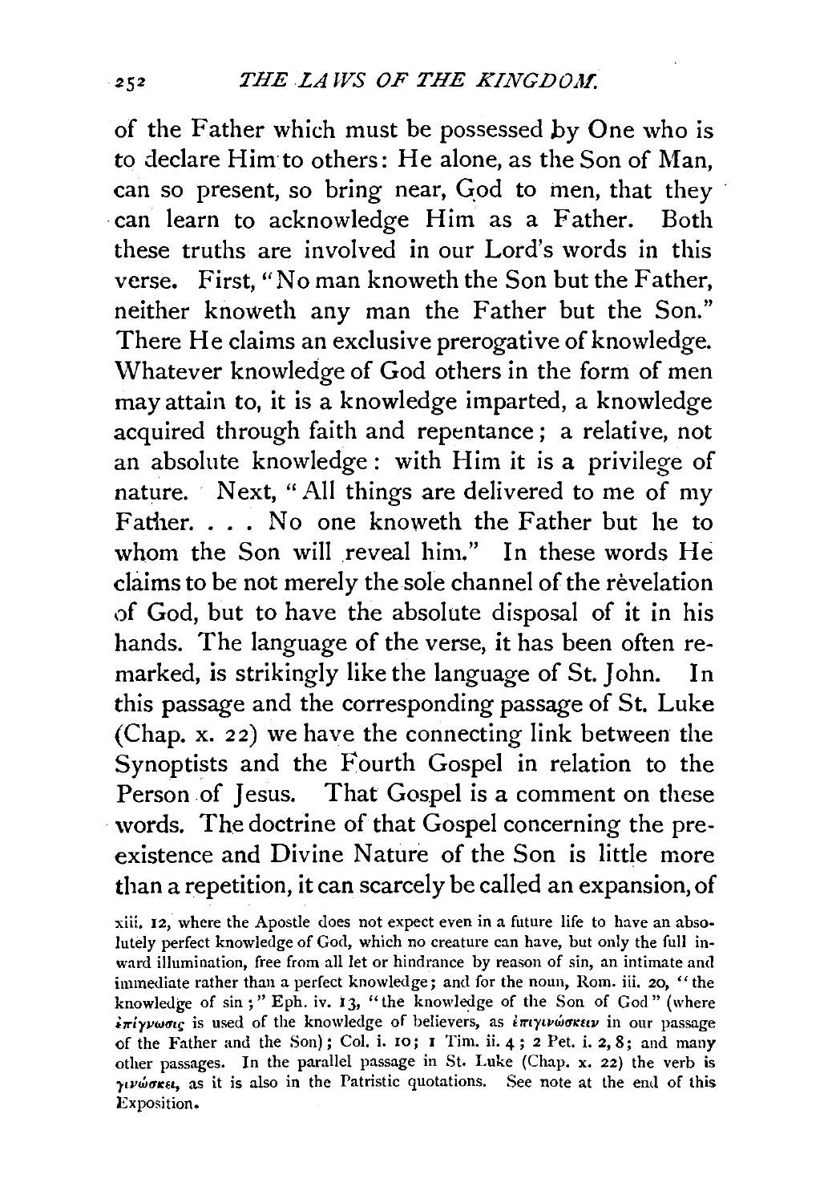of the Father which must be possessed by One who is to declare Him to others: He alone, as the Son of Man, can so present, so bring near, God to men, that they can learn to acknowledge Him as a Father. Both these truths are involved in our Lord's words in this verse. First, "No man knoweth the Son but the Father, neither knoweth any man the Father but the Son." There He claims an exclusive prerogative of knowledge. Whatever knowledge of God others in the form of men may attain to, it is a knowledge imparted, a knowledge acquired through faith and repentance; a relative, not an absolute knowledge: with Him it is a privilege of nature. Next, "All things are delivered to me of my Father. . . . No one knoweth the Father but he to whom the Son will reveal him." In these words He claims to be not merely the sole channel of the rèvelation of God, but to have the absolute disposal of it in his hands. The language of the verse, it has been often remarked, is strikingly like the language of St. John. In this passage and the corresponding passage of St. Luke (Chap. x. 22) we have the connecting link between the Synoptists and the Fourth Gospel in relation to the Person of Jesus. That Gospel is a comment on these words. The doctrine of that Gospel concerning the pre-existence and Divine Nature of the Son is little more than a repetition, it can scarcely be called an expansion, of

xiii. 12, where the Apostle does not expect even in a future life to have an absolutely perfect knowledge of God, which no creature can have, but only the full inward illumination, free from all let or hindrance by reason of sin, an intimate and immediate rather than a perfect knowledge; and for the noun, Rom. iii. 20, "the knowledge of sin;" Eph. iv. 13, "the knowledge of the Son of God" (where ἐπίγνωσις is used of the knowledge of believers, as ἐπιγινώσκειν in our passage of the Father and the Son); Col. i. 10; 1 Tim. ii. 4; 2 Pet. i. 2, 8; and many other passages. In the parallel passage in St. Luke (Chap. x. 22) the verb is γινώσκει, as it is also in the Patristic quotations. See note at the end of this Exposition.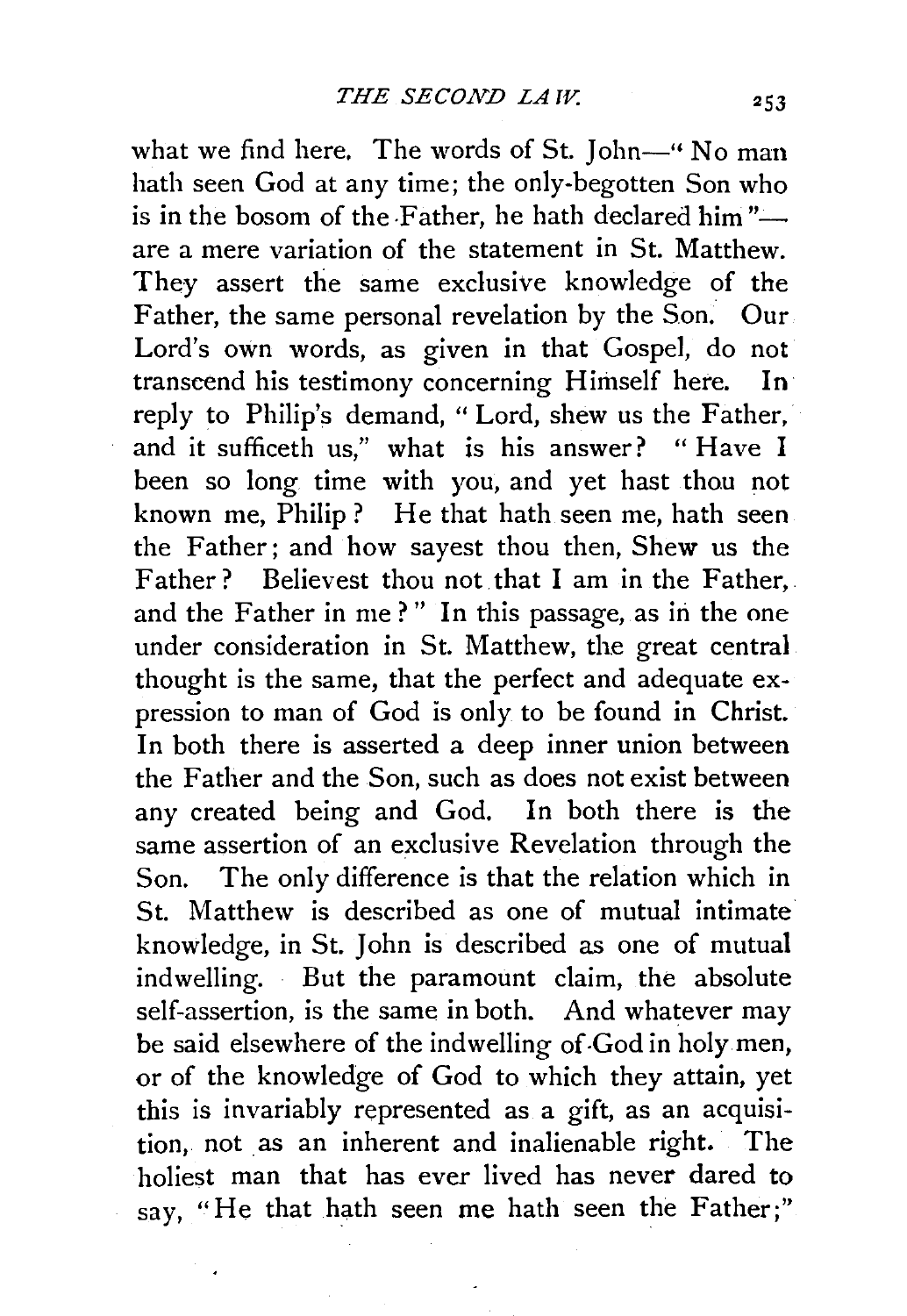what we find here. The words of St. John—" No man hath seen God at any time; the only-begotten Son who is in the bosom of the Father, he hath declared him"—are a mere variation of the statement in St. Matthew. They assert the same exclusive knowledge of the Father, the same personal revelation by the Son. Our Lord's own words, as given in that Gospel, do not transcend his testimony concerning Himself here. In reply to Philip's demand, " Lord, shew us the Father, and it sufficeth us," what is his answer? " Have I been so long time with you, and yet hast thou not known me, Philip? He that hath seen me, hath seen the Father; and how sayest thou then, Shew us the Father? Believest thou not that I am in the Father, and the Father in me?" In this passage, as in the one under consideration in St. Matthew, the great central thought is the same, that the perfect and adequate expression to man of God is only to be found in Christ. In both there is asserted a deep inner union between the Father and the Son, such as does not exist between any created being and God. In both there is the same assertion of an exclusive Revelation through the Son. The only difference is that the relation which in St. Matthew is described as one of mutual intimate knowledge, in St. John is described as one of mutual indwelling. But the paramount claim, the absolute self-assertion, is the same in both. And whatever may be said elsewhere of the indwelling of God in holy men, or of the knowledge of God to which they attain, yet this is invariably represented as a gift, as an acquisition, not as an inherent and inalienable right. The holiest man that has ever lived has never dared to say, "He that hath seen me hath seen the Father;"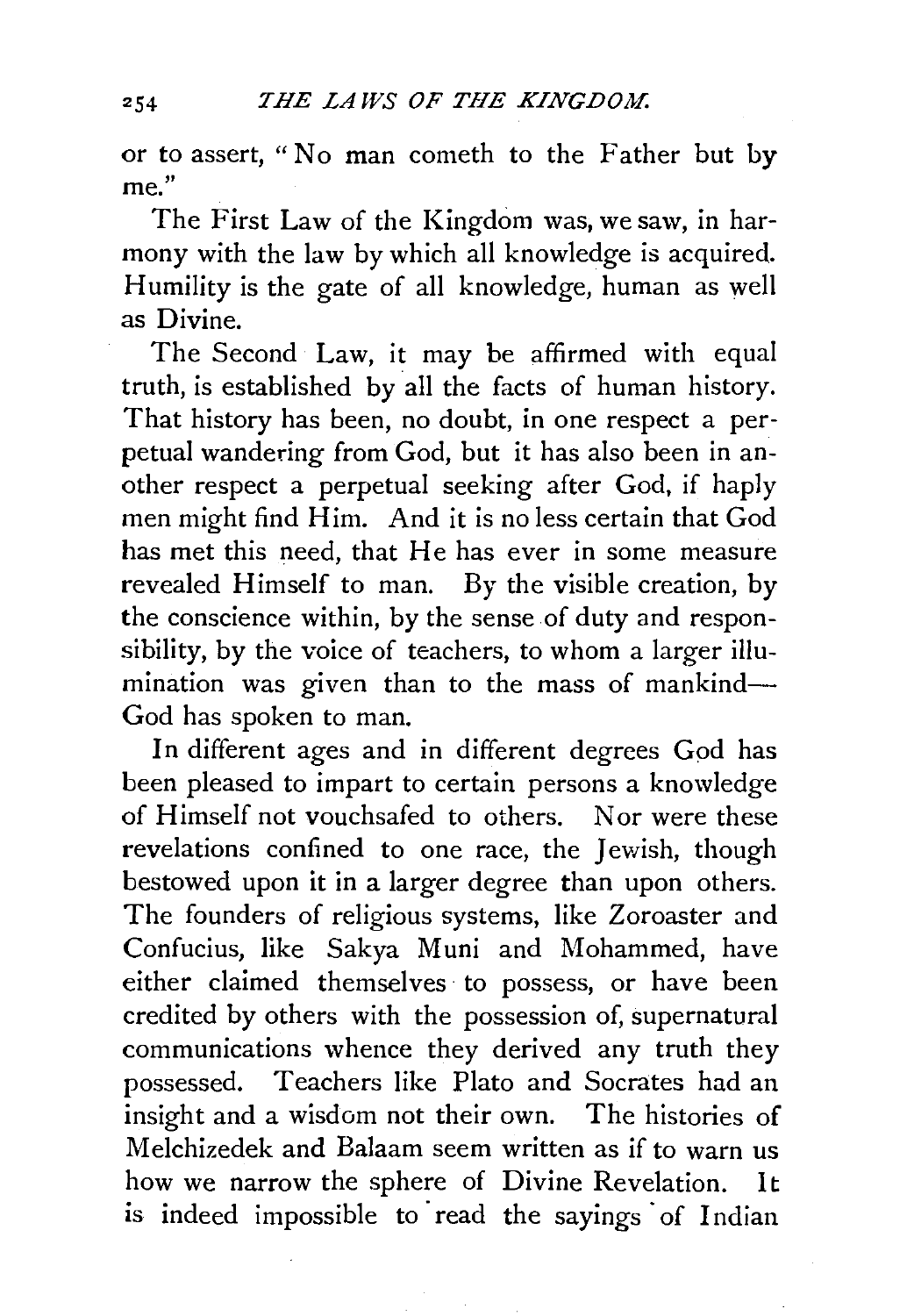or to assert, "No man cometh to the Father but by me."

The First Law of the Kingdom was, we saw, in harmony with the law by which all knowledge is acquired. Humility is the gate of all knowledge, human as well as Divine.

The Second Law, it may be affirmed with equal truth, is established by all the facts of human history. That history has been, no doubt, in one respect a perpetual wandering from God, but it has also been in another respect a perpetual seeking after God, if haply men might find Him. And it is no less certain that God has met this need, that He has ever in some measure revealed Himself to man. By the visible creation, by the conscience within, by the sense of duty and responsibility, by the voice of teachers, to whom a larger illumination was given than to the mass of mankind—God has spoken to man.

In different ages and in different degrees God has been pleased to impart to certain persons a knowledge of Himself not vouchsafed to others. Nor were these revelations confined to one race, the Jewish, though bestowed upon it in a larger degree than upon others. The founders of religious systems, like Zoroaster and Confucius, like Sakya Muni and Mohammed, have either claimed themselves to possess, or have been credited by others with the possession of, supernatural communications whence they derived any truth they possessed. Teachers like Plato and Socrates had an insight and a wisdom not their own. The histories of Melchizedek and Balaam seem written as if to warn us how we narrow the sphere of Divine Revelation. It is indeed impossible to read the sayings of Indian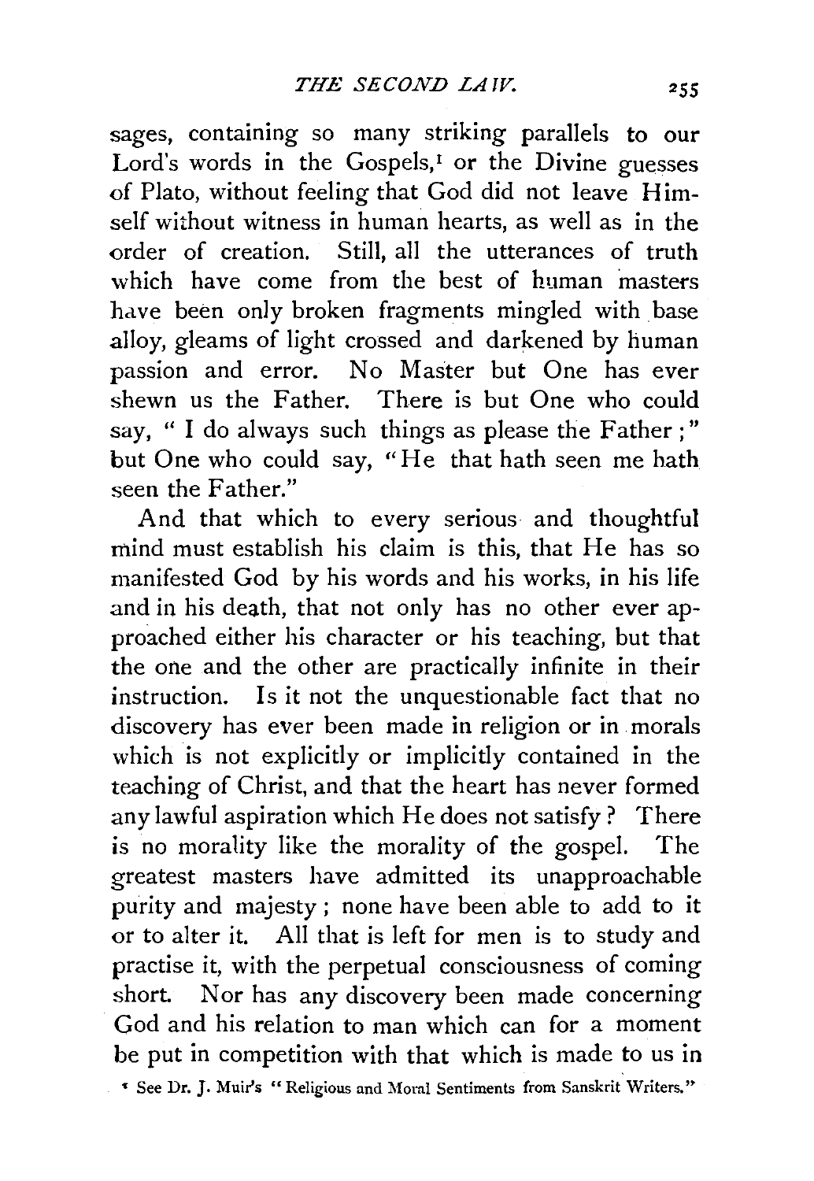sages, containing so many striking parallels to our Lord's words in the Gospels,[1] or the Divine guesses of Plato, without feeling that God did not leave Himself without witness in human hearts, as well as in the order of creation. Still, all the utterances of truth which have come from the best of human masters have been only broken fragments mingled with base alloy, gleams of light crossed and darkened by human passion and error. No Master but One has ever shewn us the Father. There is but One who could say, " I do always such things as please the Father ;" but One who could say, "He that hath seen me hath seen the Father."

And that which to every serious and thoughtful mind must establish his claim is this, that He has so manifested God by his words and his works, in his life and in his death, that not only has no other ever approached either his character or his teaching, but that the one and the other are practically infinite in their instruction. Is it not the unquestionable fact that no discovery has ever been made in religion or in morals which is not explicitly or implicitly contained in the teaching of Christ, and that the heart has never formed any lawful aspiration which He does not satisfy ? There is no morality like the morality of the gospel. The greatest masters have admitted its unapproachable purity and majesty ; none have been able to add to it or to alter it. All that is left for men is to study and practise it, with the perpetual consciousness of coming short. Nor has any discovery been made concerning God and his relation to man which can for a moment be put in competition with that which is made to us in

[1] See Dr. J. Muir's "Religious and Moral Sentiments from Sanskrit Writers."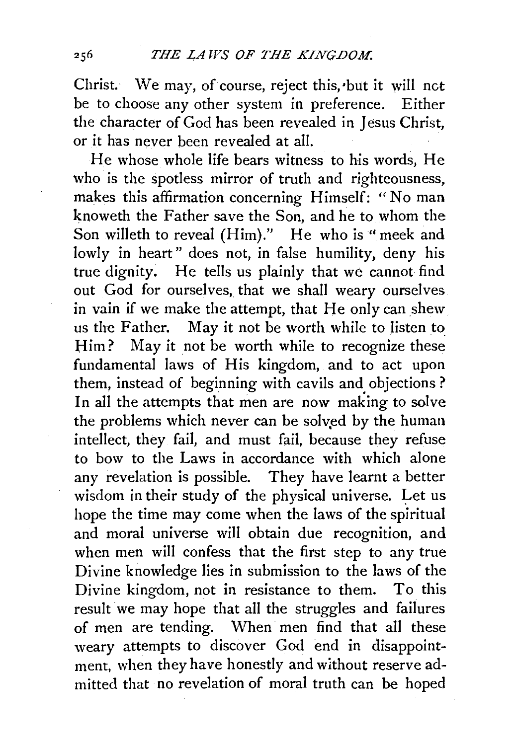Christ. We may, of course, reject this, but it will not be to choose any other system in preference. Either the character of God has been revealed in Jesus Christ, or it has never been revealed at all.

He whose whole life bears witness to his words, He who is the spotless mirror of truth and righteousness, makes this affirmation concerning Himself: "No man knoweth the Father save the Son, and he to whom the Son willeth to reveal (Him)." He who is "meek and lowly in heart" does not, in false humility, deny his true dignity. He tells us plainly that we cannot find out God for ourselves, that we shall weary ourselves in vain if we make the attempt, that He only can shew us the Father. May it not be worth while to listen to Him? May it not be worth while to recognize these fundamental laws of His kingdom, and to act upon them, instead of beginning with cavils and objections? In all the attempts that men are now making to solve the problems which never can be solved by the human intellect, they fail, and must fail, because they refuse to bow to the Laws in accordance with which alone any revelation is possible. They have learnt a better wisdom in their study of the physical universe. Let us hope the time may come when the laws of the spiritual and moral universe will obtain due recognition, and when men will confess that the first step to any true Divine knowledge lies in submission to the laws of the Divine kingdom, not in resistance to them. To this result we may hope that all the struggles and failures of men are tending. When men find that all these weary attempts to discover God end in disappointment, when they have honestly and without reserve admitted that no revelation of moral truth can be hoped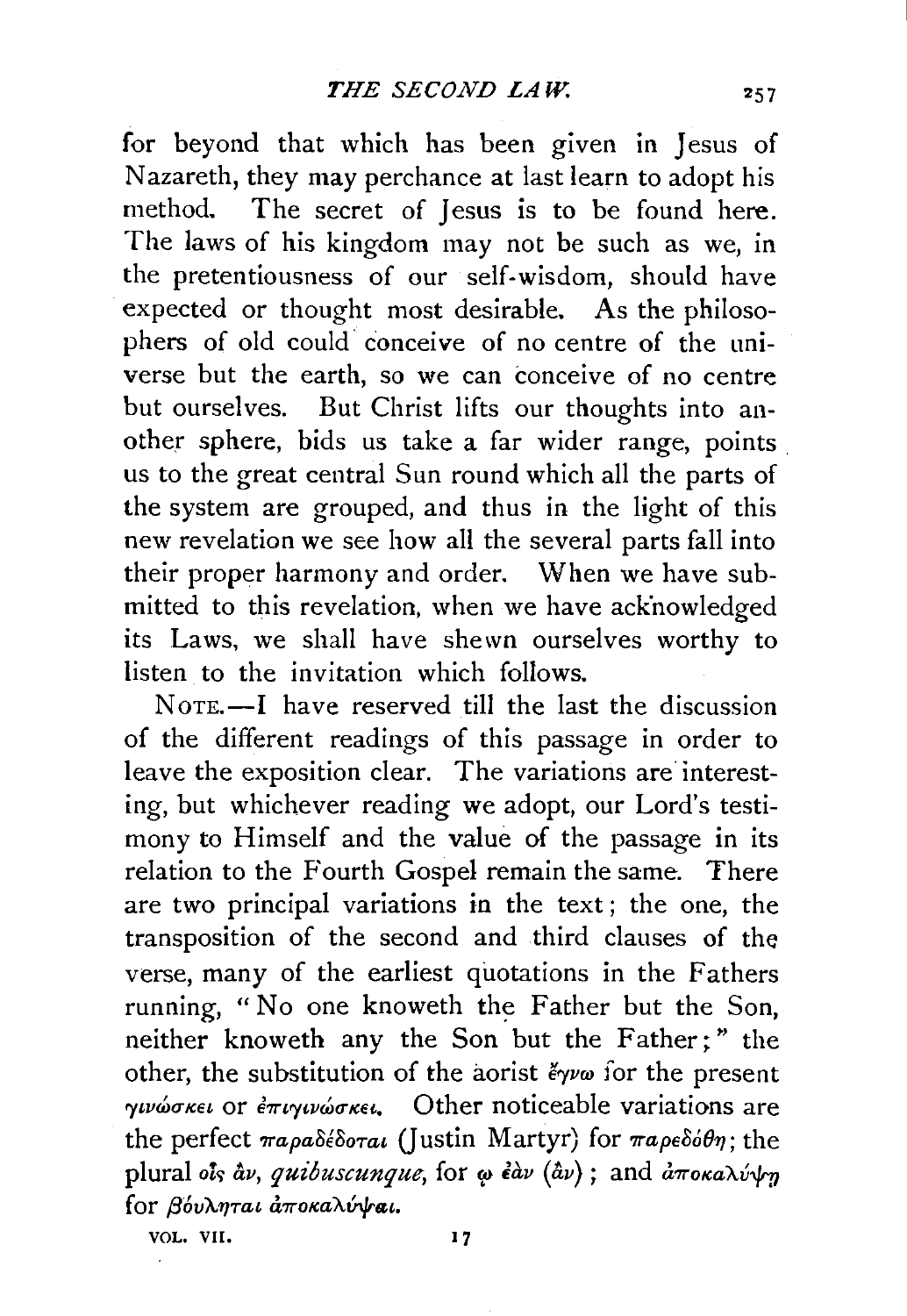for beyond that which has been given in Jesus of Nazareth, they may perchance at last learn to adopt his method. The secret of Jesus is to be found here. The laws of his kingdom may not be such as we, in the pretentiousness of our self-wisdom, should have expected or thought most desirable. As the philosophers of old could conceive of no centre of the universe but the earth, so we can conceive of no centre but ourselves. But Christ lifts our thoughts into another sphere, bids us take a far wider range, points us to the great central Sun round which all the parts of the system are grouped, and thus in the light of this new revelation we see how all the several parts fall into their proper harmony and order. When we have submitted to this revelation, when we have acknowledged its Laws, we shall have shewn ourselves worthy to listen to the invitation which follows.

NOTE.—I have reserved till the last the discussion of the different readings of this passage in order to leave the exposition clear. The variations are interesting, but whichever reading we adopt, our Lord's testimony to Himself and the value of the passage in its relation to the Fourth Gospel remain the same. There are two principal variations in the text; the one, the transposition of the second and third clauses of the verse, many of the earliest quotations in the Fathers running, "No one knoweth the Father but the Son, neither knoweth any the Son but the Father;" the other, the substitution of the aorist *ἔγνω* for the present *γινώσκει* or *ἐπιγινώσκει*. Other noticeable variations are the perfect *παραδέδοται* (Justin Martyr) for *παρεδόθη*; the plural *οἷς ἂν*, *quibuscunque*, for *ᾧ ἐὰν* (*ἂν*); and *ἀποκαλύψῃ* for *βούληται ἀποκαλύψαι*.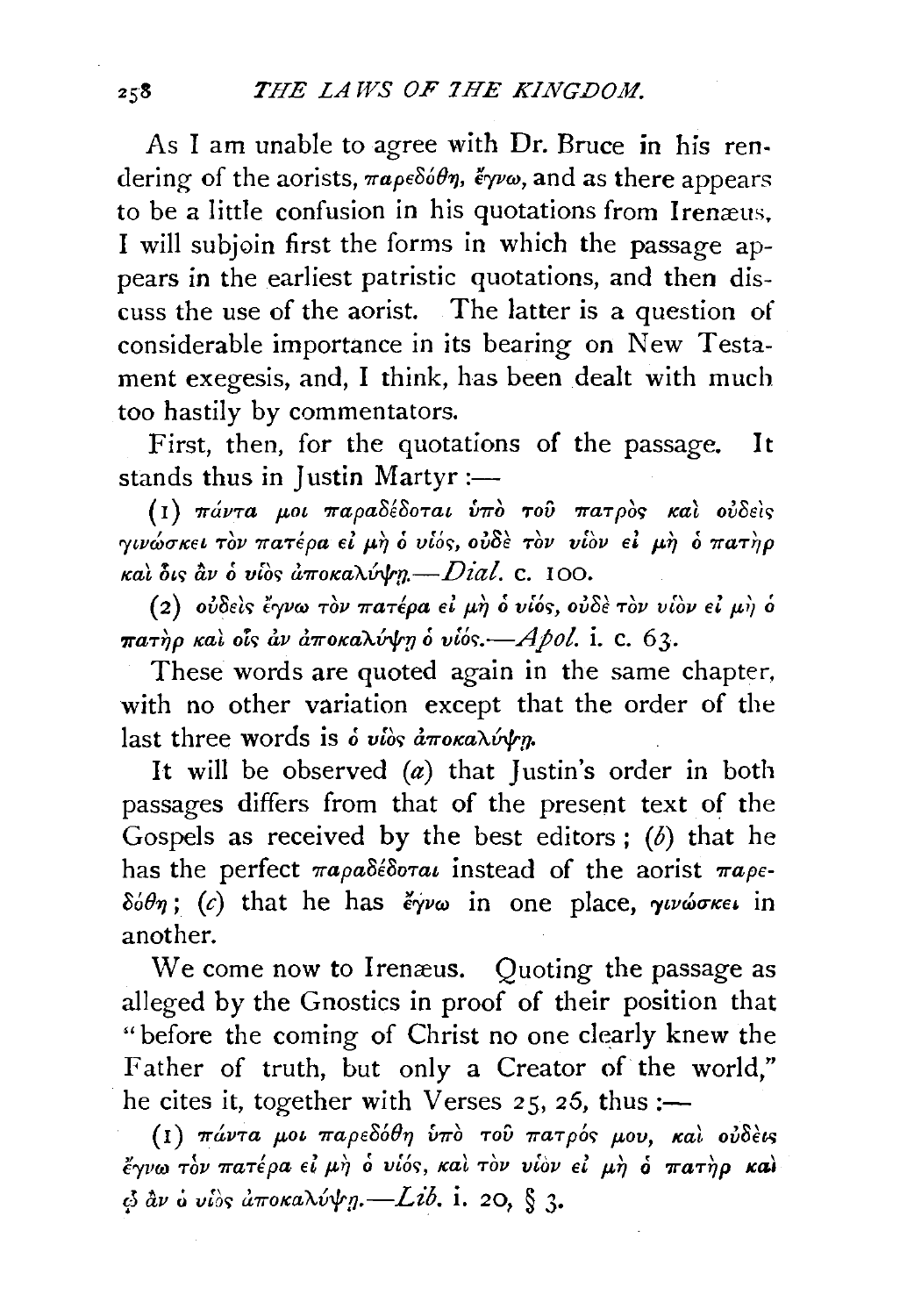As I am unable to agree with Dr. Bruce in his rendering of the aorists, παρεδόθη, ἔγνω, and as there appears to be a little confusion in his quotations from Irenæus, I will subjoin first the forms in which the passage appears in the earliest patristic quotations, and then discuss the use of the aorist. The latter is a question of considerable importance in its bearing on New Testament exegesis, and, I think, has been dealt with much too hastily by commentators.

First, then, for the quotations of the passage. It stands thus in Justin Martyr :—

(1) πάντα μοι παραδέδοται ὑπὸ τοῦ πατρὸς καὶ οὐδεὶς γινώσκει τὸν πατέρα εἰ μὴ ὁ υἱός, οὐδὲ τὸν υἱὸν εἰ μὴ ὁ πατὴρ καὶ οἷς ἂν ὁ υἱὸς ἀποκαλύψῃ.—*Dial.* c. 100.

(2) οὐδεὶς ἔγνω τὸν πατέρα εἰ μὴ ὁ υἱός, οὐδὲ τὸν υἱὸν εἰ μὴ ὁ πατὴρ καὶ οἷς ἂν ἀποκαλύψῃ ὁ υἱός.—*Apol.* i. c. 63.

These words are quoted again in the same chapter, with no other variation except that the order of the last three words is ὁ υἱὸς ἀποκαλύψῃ.

It will be observed (*a*) that Justin's order in both passages differs from that of the present text of the Gospels as received by the best editors; (*b*) that he has the perfect παραδέδοται instead of the aorist παρεδόθη; (*c*) that he has ἔγνω in one place, γινώσκει in another.

We come now to Irenæus. Quoting the passage as alleged by the Gnostics in proof of their position that "before the coming of Christ no one clearly knew the Father of truth, but only a Creator of the world," he cites it, together with Verses 25, 26, thus :—

(1) πάντα μοι παρεδόθη ὑπὸ τοῦ πατρός μου, καὶ οὐδεὶς ἔγνω τὸν πατέρα εἰ μὴ ὁ υἱός, καὶ τὸν υἱὸν εἰ μὴ ὁ πατὴρ καὶ ᾧ ἂν ὁ υἱὸς ἀποκαλύψῃ.—*Lib.* i. 20, § 3.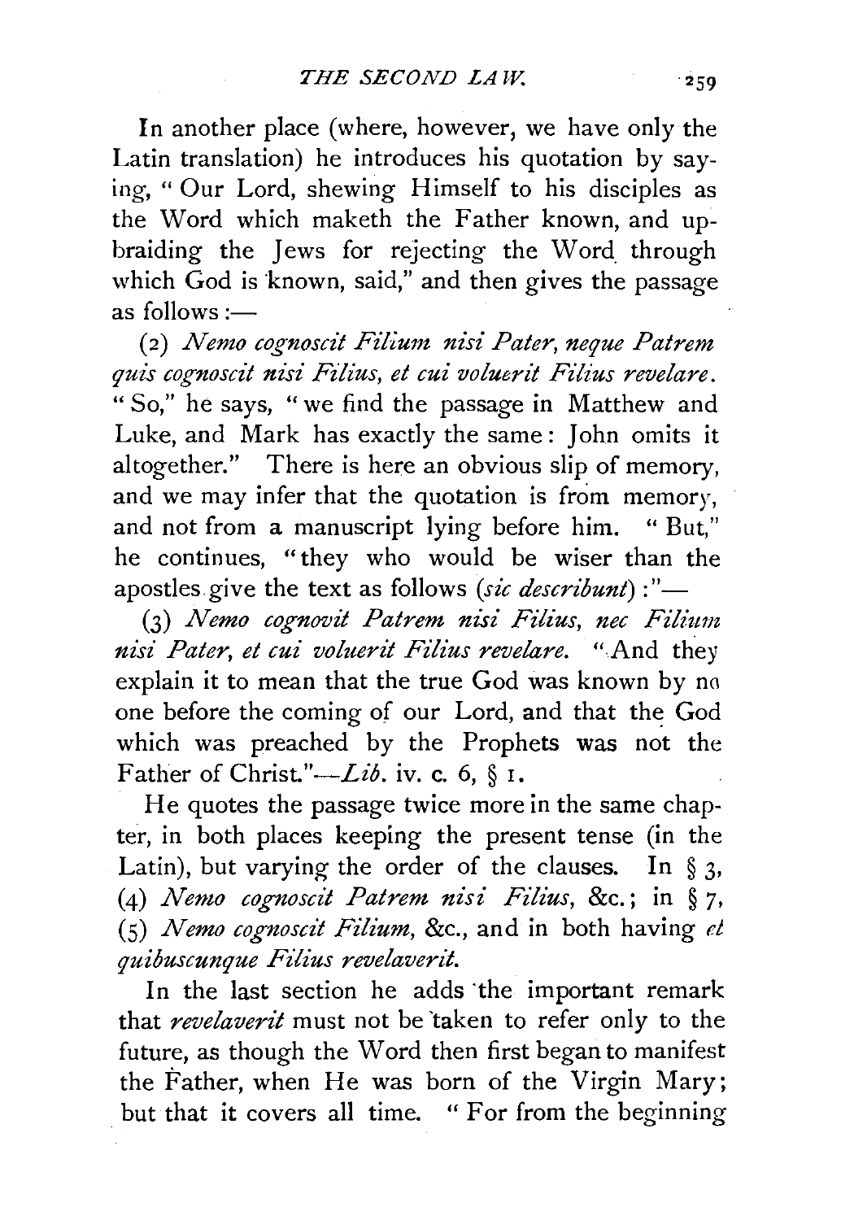In another place (where, however, we have only the Latin translation) he introduces his quotation by saying, "Our Lord, shewing Himself to his disciples as the Word which maketh the Father known, and upbraiding the Jews for rejecting the Word through which God is known, said," and then gives the passage as follows:—

(2) *Nemo cognoscit Filium nisi Pater, neque Patrem quis cognoscit nisi Filius, et cui voluerit Filius revelare.* "So," he says, "we find the passage in Matthew and Luke, and Mark has exactly the same: John omits it altogether." There is here an obvious slip of memory, and we may infer that the quotation is from memory, and not from a manuscript lying before him. "But," he continues, "they who would be wiser than the apostles give the text as follows (*sic describunt*):"—

(3) *Nemo cognovit Patrem nisi Filius, nec Filium nisi Pater, et cui voluerit Filius revelare.* "And they explain it to mean that the true God was known by no one before the coming of our Lord, and that the God which was preached by the Prophets was not the Father of Christ."—*Lib.* iv. c. 6, § 1.

He quotes the passage twice more in the same chapter, in both places keeping the present tense (in the Latin), but varying the order of the clauses. In § 3, (4) *Nemo cognoscit Patrem nisi Filius*, &c.; in § 7, (5) *Nemo cognoscit Filium*, &c., and in both having *et quibuscunque Filius revelaverit.*

In the last section he adds the important remark that *revelaverit* must not be taken to refer only to the future, as though the Word then first began to manifest the Father, when He was born of the Virgin Mary; but that it covers all time. "For from the beginning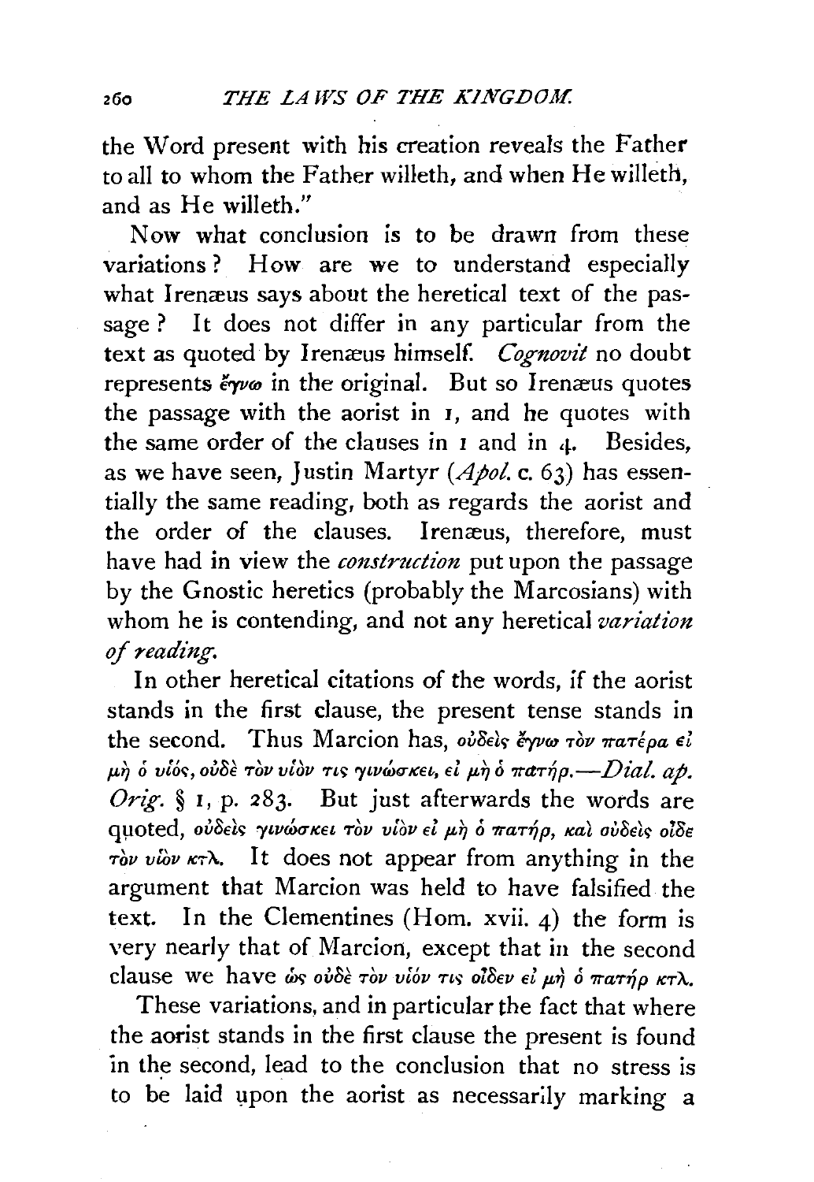the Word present with his creation reveals the Father to all to whom the Father willeth, and when He willeth, and as He willeth."

Now what conclusion is to be drawn from these variations? How are we to understand especially what Irenæus says about the heretical text of the passage? It does not differ in any particular from the text as quoted by Irenæus himself. *Cognovit* no doubt represents ἔγνω in the original. But so Irenæus quotes the passage with the aorist in 1, and he quotes with the same order of the clauses in 1 and in 4. Besides, as we have seen, Justin Martyr (*Apol.* c. 63) has essentially the same reading, both as regards the aorist and the order of the clauses. Irenæus, therefore, must have had in view the *construction* put upon the passage by the Gnostic heretics (probably the Marcosians) with whom he is contending, and not any heretical *variation of reading*.

In other heretical citations of the words, if the aorist stands in the first clause, the present tense stands in the second. Thus Marcion has, *οὐδεὶς ἔγνω τὸν πατέρα εἰ μὴ ὁ υἱός, οὐδὲ τὸν υἱόν τις γινώσκει, εἰ μὴ ὁ πατήρ.*—*Dial. ap. Orig.* § 1, p. 283. But just afterwards the words are quoted, *οὐδεὶς γινώσκει τὸν υἱὸν εἰ μὴ ὁ πατήρ, καὶ οὐδεὶς οἶδε τὸν υἱὸν κτλ.* It does not appear from anything in the argument that Marcion was held to have falsified the text. In the Clementines (Hom. xvii. 4) the form is very nearly that of Marcion, except that in the second clause we have *ὡς οὐδὲ τὸν υἱόν τις οἶδεν εἰ μὴ ὁ πατήρ κτλ.*

These variations, and in particular the fact that where the aorist stands in the first clause the present is found in the second, lead to the conclusion that no stress is to be laid upon the aorist as necessarily marking a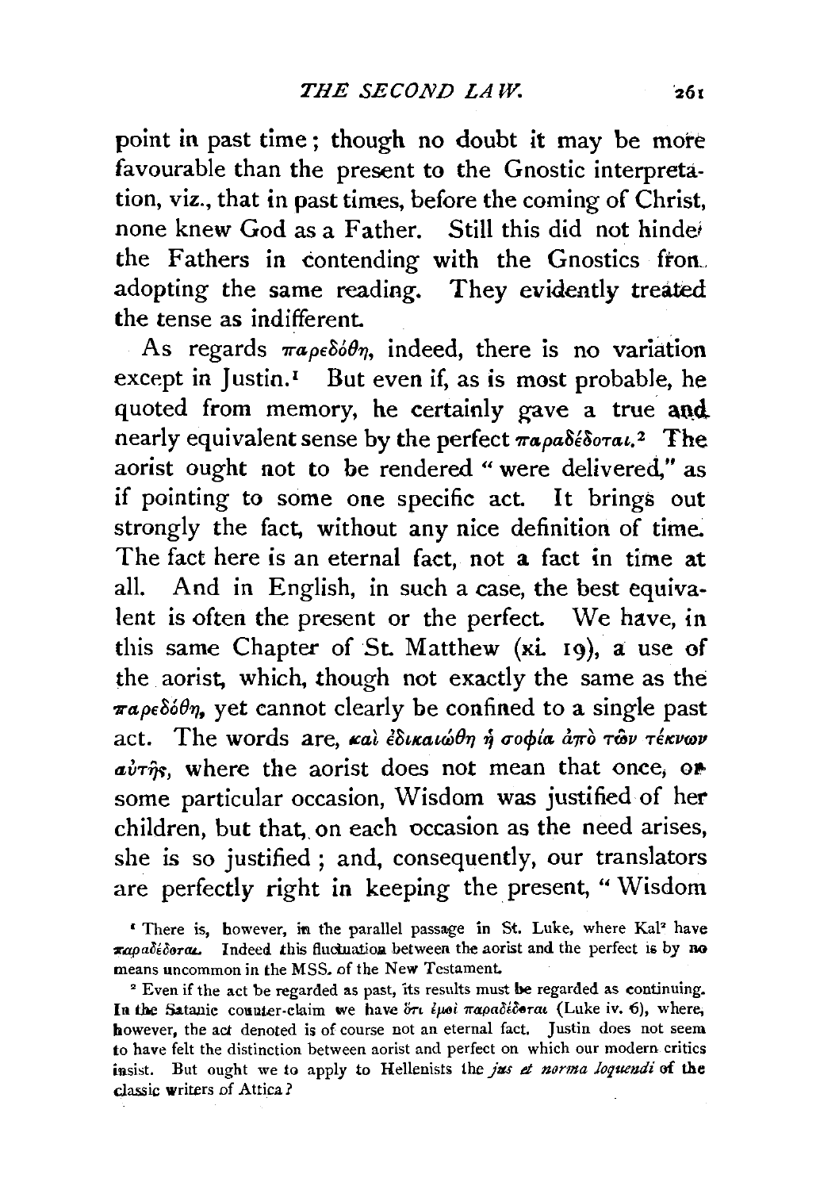point in past time; though no doubt it may be more favourable than the present to the Gnostic interpretation, viz., that in past times, before the coming of Christ, none knew God as a Father. Still this did not hinder the Fathers in contending with the Gnostics from adopting the same reading. They evidently treated the tense as indifferent.

As regards παρεδόθη, indeed, there is no variation except in Justin.[1] But even if, as is most probable, he quoted from memory, he certainly gave a true and nearly equivalent sense by the perfect παραδέδοται.[2] The aorist ought not to be rendered "were delivered," as if pointing to some one specific act. It brings out strongly the fact, without any nice definition of time. The fact here is an eternal fact, not a fact in time at all. And in English, in such a case, the best equivalent is often the present or the perfect. We have, in this same Chapter of St. Matthew (xi. 19), a use of the aorist, which, though not exactly the same as the παρεδόθη, yet cannot clearly be confined to a single past act. The words are, καὶ ἐδικαιώθη ἡ σοφία ἀπὸ τῶν τέκνων αὐτῆς, where the aorist does not mean that once, or some particular occasion, Wisdom was justified of her children, but that, on each occasion as the need arises, she is so justified; and, consequently, our translators are perfectly right in keeping the present, "Wisdom

[1] There is, however, in the parallel passage in St. Luke, where Kal[2] have παραδέδοται. Indeed this fluctuation between the aorist and the perfect is by no means uncommon in the MSS. of the New Testament.

[2] Even if the act be regarded as past, its results must be regarded as continuing. In the Satanic counter-claim we have ὅτι ἐμοὶ παραδέδοται (Luke iv. 6), where, however, the act denoted is of course not an eternal fact. Justin does not seem to have felt the distinction between aorist and perfect on which our modern critics insist. But ought we to apply to Hellenists the *jus et norma loquendi* of the classic writers of Attica?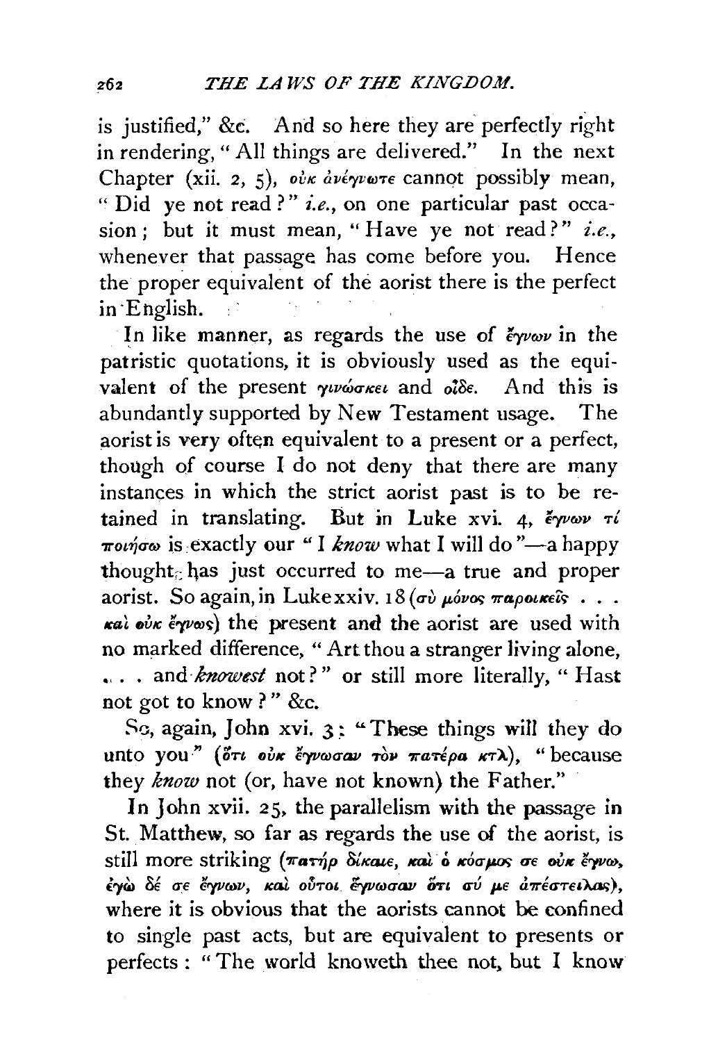is justified," &c. And so here they are perfectly right in rendering, "All things are delivered." In the next Chapter (xii. 2, 5), οὐκ ἀνέγνωτε cannot possibly mean, "Did ye not read?" *i.e.*, on one particular past occasion; but it must mean, "Have ye not read?" *i.e.*, whenever that passage has come before you. Hence the proper equivalent of the aorist there is the perfect in English.

In like manner, as regards the use of ἔγνων in the patristic quotations, it is obviously used as the equivalent of the present γινώσκει and οἶδε. And this is abundantly supported by New Testament usage. The aorist is very often equivalent to a present or a perfect, though of course I do not deny that there are many instances in which the strict aorist past is to be retained in translating. But in Luke xvi. 4, ἔγνων τί ποιήσω is exactly our "I *know* what I will do"—a happy thought has just occurred to me—a true and proper aorist. So again, in Luke xxiv. 18 (σὺ μόνος παροικεῖς . . . καὶ οὐκ ἔγνως) the present and the aorist are used with no marked difference, "Art thou a stranger living alone, . . . and *knowest* not?" or still more literally, "Hast not got to know?" &c.

So, again, John xvi. 3: "These things will they do unto you" (ὅτι οὐκ ἔγνωσαν τὸν πατέρα κτλ), "because they *know* not (or, have not known) the Father."

In John xvii. 25, the parallelism with the passage in St. Matthew, so far as regards the use of the aorist, is still more striking (πατὴρ δίκαιε, καὶ ὁ κόσμος σε οὐκ ἔγνω, ἐγὼ δέ σε ἔγνων, καὶ οὗτοι ἔγνωσαν ὅτι σύ με ἀπέστειλας), where it is obvious that the aorists cannot be confined to single past acts, but are equivalent to presents or perfects: "The world knoweth thee not, but I know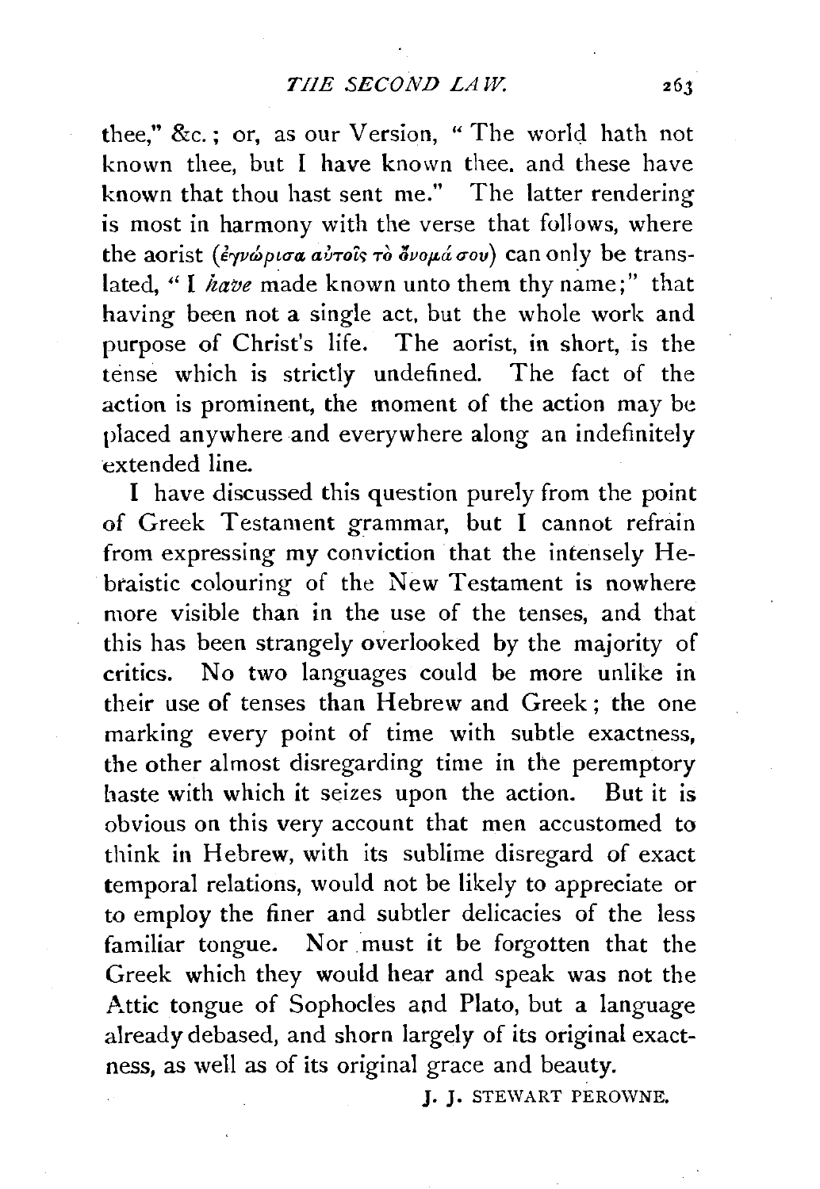thee," &c.; or, as our Version, "The world hath not known thee, but I have known thee. and these have known that thou hast sent me." The latter rendering is most in harmony with the verse that follows, where the aorist (ἐγνώρισα αὐτοῖς τὸ ὄνομά σου) can only be translated, "I *have* made known unto them thy name;" that having been not a single act, but the whole work and purpose of Christ's life. The aorist, in short, is the tense which is strictly undefined. The fact of the action is prominent, the moment of the action may be placed anywhere and everywhere along an indefinitely extended line.

I have discussed this question purely from the point of Greek Testament grammar, but I cannot refrain from expressing my conviction that the intensely Hebraistic colouring of the New Testament is nowhere more visible than in the use of the tenses, and that this has been strangely overlooked by the majority of critics. No two languages could be more unlike in their use of tenses than Hebrew and Greek; the one marking every point of time with subtle exactness, the other almost disregarding time in the peremptory haste with which it seizes upon the action. But it is obvious on this very account that men accustomed to think in Hebrew, with its sublime disregard of exact temporal relations, would not be likely to appreciate or to employ the finer and subtler delicacies of the less familiar tongue. Nor must it be forgotten that the Greek which they would hear and speak was not the Attic tongue of Sophocles and Plato, but a language already debased, and shorn largely of its original exactness, as well as of its original grace and beauty.

J. J. STEWART PEROWNE.